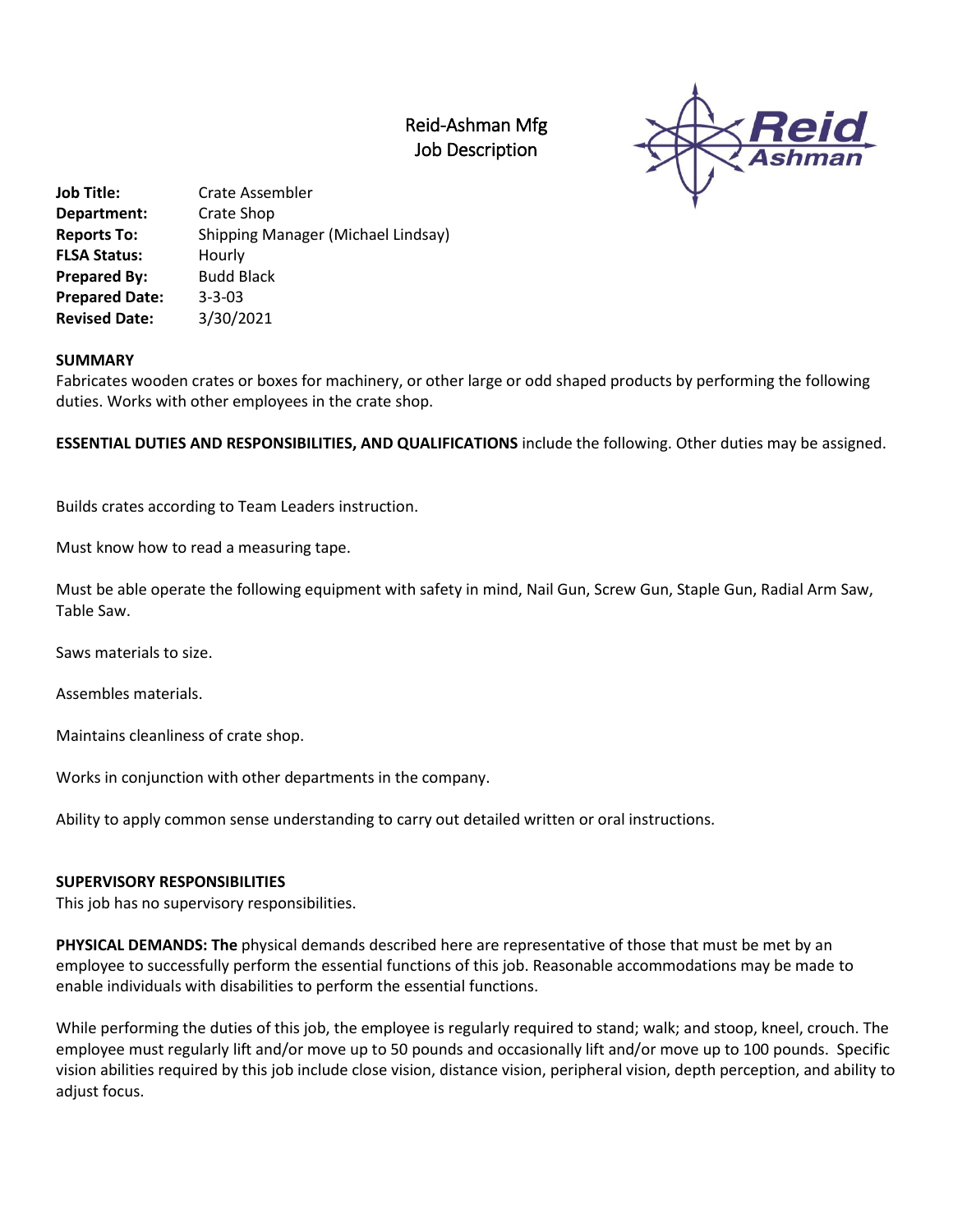# Reid-Ashman Mfg
## Job Description

**Job Title:** Crate Assembler
**Department:** Crate Shop
**Reports To:** Shipping Manager (Michael Lindsay)
**FLSA Status:** Hourly
**Prepared By:** Budd Black
**Prepared Date:** 3-3-03
**Revised Date:** 3/30/2021

**SUMMARY**

Fabricates wooden crates or boxes for machinery, or other large or odd shaped products by performing the following duties. Works with other employees in the crate shop.

**ESSENTIAL DUTIES AND RESPONSIBILITIES, AND QUALIFICATIONS** include the following. Other duties may be assigned.

Builds crates according to Team Leaders instruction.

Must know how to read a measuring tape.

Must be able operate the following equipment with safety in mind, Nail Gun, Screw Gun, Staple Gun, Radial Arm Saw, Table Saw.

Saws materials to size.

Assembles materials.

Maintains cleanliness of crate shop.

Works in conjunction with other departments in the company.

Ability to apply common sense understanding to carry out detailed written or oral instructions.

**SUPERVISORY RESPONSIBILITIES**

This job has no supervisory responsibilities.

**PHYSICAL DEMANDS: The** physical demands described here are representative of those that must be met by an employee to successfully perform the essential functions of this job. Reasonable accommodations may be made to enable individuals with disabilities to perform the essential functions.

While performing the duties of this job, the employee is regularly required to stand; walk; and stoop, kneel, crouch. The employee must regularly lift and/or move up to 50 pounds and occasionally lift and/or move up to 100 pounds. Specific vision abilities required by this job include close vision, distance vision, peripheral vision, depth perception, and ability to adjust focus.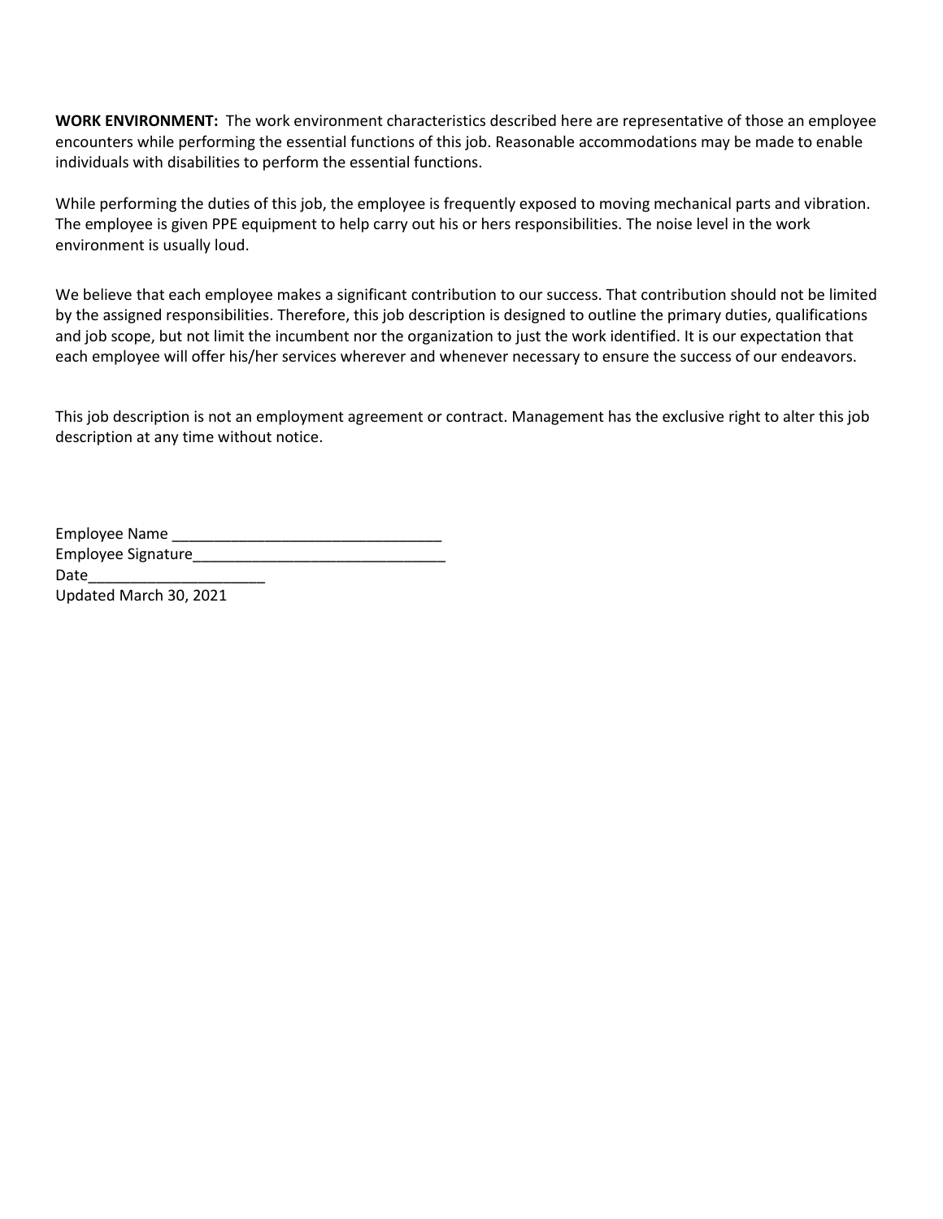**WORK ENVIRONMENT:** The work environment characteristics described here are representative of those an employee encounters while performing the essential functions of this job. Reasonable accommodations may be made to enable individuals with disabilities to perform the essential functions.

While performing the duties of this job, the employee is frequently exposed to moving mechanical parts and vibration. The employee is given PPE equipment to help carry out his or hers responsibilities. The noise level in the work environment is usually loud.

We believe that each employee makes a significant contribution to our success. That contribution should not be limited by the assigned responsibilities. Therefore, this job description is designed to outline the primary duties, qualifications and job scope, but not limit the incumbent nor the organization to just the work identified. It is our expectation that each employee will offer his/her services wherever and whenever necessary to ensure the success of our endeavors.

This job description is not an employment agreement or contract. Management has the exclusive right to alter this job description at any time without notice.

Employee Name ________________________________
Employee Signature______________________________
Date_____________________
Updated March 30, 2021